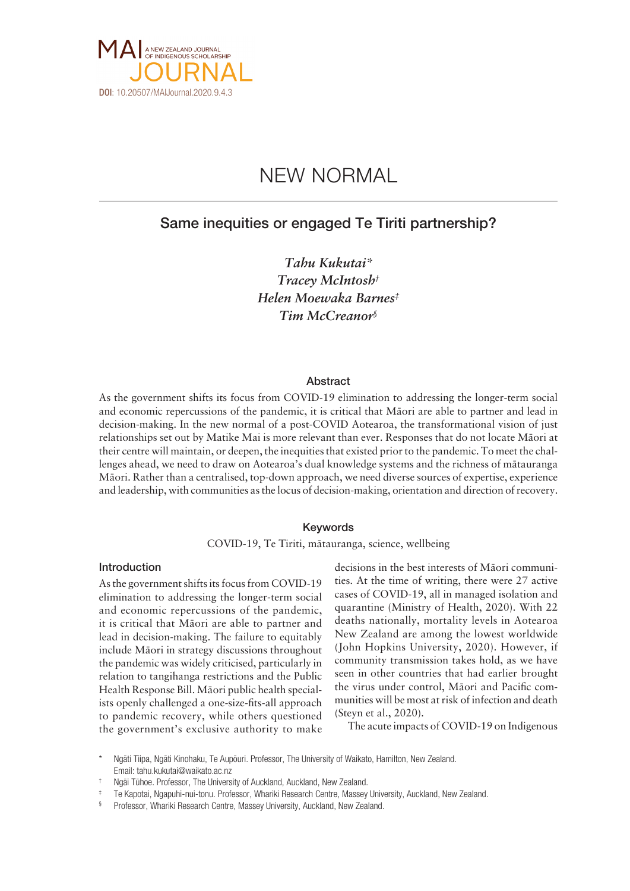DOI: 10.20507/MAIJournal.2020.9.4.3

# NEW NORMAL

## Same inequities or engaged Te Tiriti partnership?

*Tahu Kukutai**
*Tracey McIntosh*[†]
*Helen Moewaka Barnes*[‡]
*Tim McCreanor*[§]

### Abstract

As the government shifts its focus from COVID-19 elimination to addressing the longer-term social and economic repercussions of the pandemic, it is critical that Māori are able to partner and lead in decision-making. In the new normal of a post-COVID Aotearoa, the transformational vision of just relationships set out by Matike Mai is more relevant than ever. Responses that do not locate Māori at their centre will maintain, or deepen, the inequities that existed prior to the pandemic. To meet the challenges ahead, we need to draw on Aotearoa's dual knowledge systems and the richness of mātauranga Māori. Rather than a centralised, top-down approach, we need diverse sources of expertise, experience and leadership, with communities as the locus of decision-making, orientation and direction of recovery.

### Keywords

COVID-19, Te Tiriti, mātauranga, science, wellbeing

### Introduction

As the government shifts its focus from COVID-19 elimination to addressing the longer-term social and economic repercussions of the pandemic, it is critical that Māori are able to partner and lead in decision-making. The failure to equitably include Māori in strategy discussions throughout the pandemic was widely criticised, particularly in relation to tangihanga restrictions and the Public Health Response Bill. Māori public health specialists openly challenged a one-size-fits-all approach to pandemic recovery, while others questioned the government's exclusive authority to make decisions in the best interests of Māori communities. At the time of writing, there were 27 active cases of COVID-19, all in managed isolation and quarantine (Ministry of Health, 2020). With 22 deaths nationally, mortality levels in Aotearoa New Zealand are among the lowest worldwide (John Hopkins University, 2020). However, if community transmission takes hold, as we have seen in other countries that had earlier brought the virus under control, Māori and Pacific communities will be most at risk of infection and death (Steyn et al., 2020).

The acute impacts of COVID-19 on Indigenous

---

\* Ngāti Tiipa, Ngāti Kinohaku, Te Aupōuri. Professor, The University of Waikato, Hamilton, New Zealand. Email: tahu.kukutai@waikato.ac.nz

[†] Ngāi Tūhoe. Professor, The University of Auckland, Auckland, New Zealand.

[‡] Te Kapotai, Ngapuhi-nui-tonu. Professor, Whariki Research Centre, Massey University, Auckland, New Zealand.

[§] Professor, Whariki Research Centre, Massey University, Auckland, New Zealand.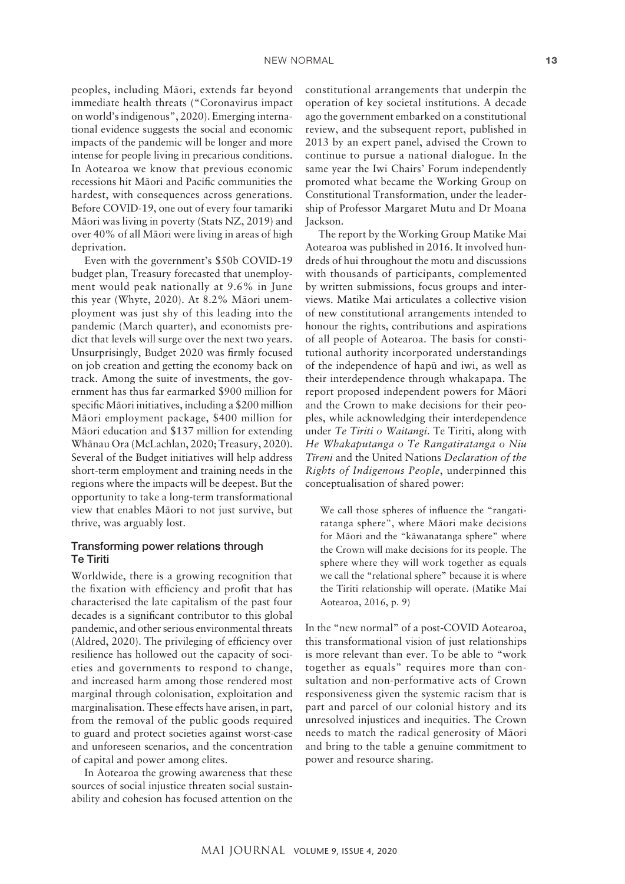peoples, including Māori, extends far beyond immediate health threats ("Coronavirus impact on world's indigenous", 2020). Emerging international evidence suggests the social and economic impacts of the pandemic will be longer and more intense for people living in precarious conditions. In Aotearoa we know that previous economic recessions hit Māori and Pacific communities the hardest, with consequences across generations. Before COVID-19, one out of every four tamariki Māori was living in poverty (Stats NZ, 2019) and over 40% of all Māori were living in areas of high deprivation.

Even with the government's $50b COVID-19 budget plan, Treasury forecasted that unemployment would peak nationally at 9.6% in June this year (Whyte, 2020). At 8.2% Māori unemployment was just shy of this leading into the pandemic (March quarter), and economists predict that levels will surge over the next two years. Unsurprisingly, Budget 2020 was firmly focused on job creation and getting the economy back on track. Among the suite of investments, the government has thus far earmarked $900 million for specific Māori initiatives, including a $200 million Māori employment package, $400 million for Māori education and $137 million for extending Whānau Ora (McLachlan, 2020; Treasury, 2020). Several of the Budget initiatives will help address short-term employment and training needs in the regions where the impacts will be deepest. But the opportunity to take a long-term transformational view that enables Māori to not just survive, but thrive, was arguably lost.

## Transforming power relations through Te Tiriti

Worldwide, there is a growing recognition that the fixation with efficiency and profit that has characterised the late capitalism of the past four decades is a significant contributor to this global pandemic, and other serious environmental threats (Aldred, 2020). The privileging of efficiency over resilience has hollowed out the capacity of societies and governments to respond to change, and increased harm among those rendered most marginal through colonisation, exploitation and marginalisation. These effects have arisen, in part, from the removal of the public goods required to guard and protect societies against worst-case and unforeseen scenarios, and the concentration of capital and power among elites.

In Aotearoa the growing awareness that these sources of social injustice threaten social sustainability and cohesion has focused attention on the constitutional arrangements that underpin the operation of key societal institutions. A decade ago the government embarked on a constitutional review, and the subsequent report, published in 2013 by an expert panel, advised the Crown to continue to pursue a national dialogue. In the same year the Iwi Chairs' Forum independently promoted what became the Working Group on Constitutional Transformation, under the leadership of Professor Margaret Mutu and Dr Moana Jackson.

The report by the Working Group Matike Mai Aotearoa was published in 2016. It involved hundreds of hui throughout the motu and discussions with thousands of participants, complemented by written submissions, focus groups and interviews. Matike Mai articulates a collective vision of new constitutional arrangements intended to honour the rights, contributions and aspirations of all people of Aotearoa. The basis for constitutional authority incorporated understandings of the independence of hapū and iwi, as well as their interdependence through whakapapa. The report proposed independent powers for Māori and the Crown to make decisions for their peoples, while acknowledging their interdependence under *Te Tiriti o Waitangi*. Te Tiriti, along with *He Whakaputanga o Te Rangatiratanga o Niu Tīreni* and the United Nations *Declaration of the Rights of Indigenous People*, underpinned this conceptualisation of shared power:

> We call those spheres of influence the "rangatiratanga sphere", where Māori make decisions for Māori and the "kāwanatanga sphere" where the Crown will make decisions for its people. The sphere where they will work together as equals we call the "relational sphere" because it is where the Tiriti relationship will operate. (Matike Mai Aotearoa, 2016, p. 9)

In the "new normal" of a post-COVID Aotearoa, this transformational vision of just relationships is more relevant than ever. To be able to "work together as equals" requires more than consultation and non-performative acts of Crown responsiveness given the systemic racism that is part and parcel of our colonial history and its unresolved injustices and inequities. The Crown needs to match the radical generosity of Māori and bring to the table a genuine commitment to power and resource sharing.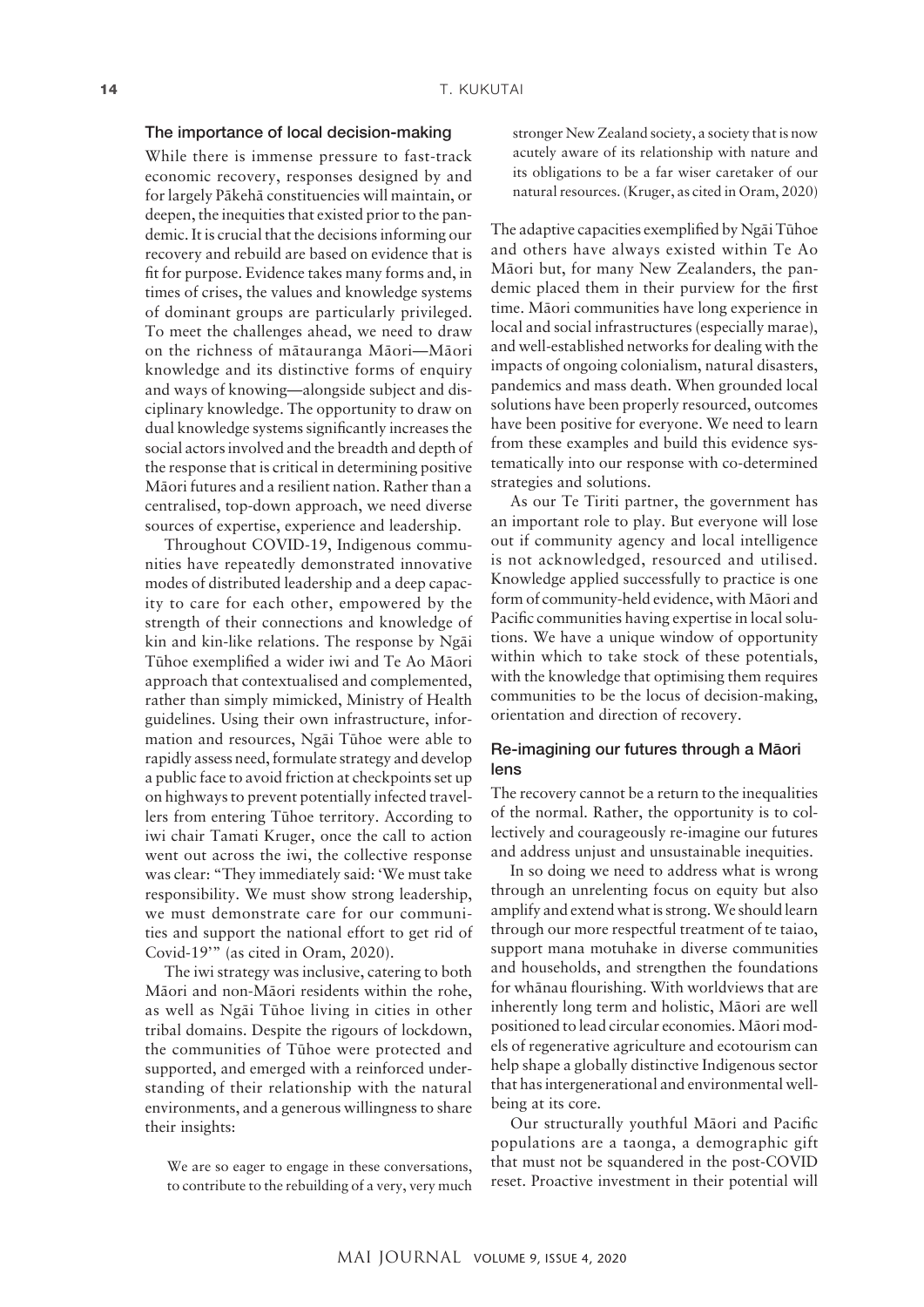## The importance of local decision-making

While there is immense pressure to fast-track economic recovery, responses designed by and for largely Pākehā constituencies will maintain, or deepen, the inequities that existed prior to the pandemic. It is crucial that the decisions informing our recovery and rebuild are based on evidence that is fit for purpose. Evidence takes many forms and, in times of crises, the values and knowledge systems of dominant groups are particularly privileged. To meet the challenges ahead, we need to draw on the richness of mātauranga Māori—Māori knowledge and its distinctive forms of enquiry and ways of knowing—alongside subject and disciplinary knowledge. The opportunity to draw on dual knowledge systems significantly increases the social actors involved and the breadth and depth of the response that is critical in determining positive Māori futures and a resilient nation. Rather than a centralised, top-down approach, we need diverse sources of expertise, experience and leadership.

Throughout COVID-19, Indigenous communities have repeatedly demonstrated innovative modes of distributed leadership and a deep capacity to care for each other, empowered by the strength of their connections and knowledge of kin and kin-like relations. The response by Ngāi Tūhoe exemplified a wider iwi and Te Ao Māori approach that contextualised and complemented, rather than simply mimicked, Ministry of Health guidelines. Using their own infrastructure, information and resources, Ngāi Tūhoe were able to rapidly assess need, formulate strategy and develop a public face to avoid friction at checkpoints set up on highways to prevent potentially infected travellers from entering Tūhoe territory. According to iwi chair Tamati Kruger, once the call to action went out across the iwi, the collective response was clear: "They immediately said: 'We must take responsibility. We must show strong leadership, we must demonstrate care for our communities and support the national effort to get rid of Covid-19'" (as cited in Oram, 2020).

The iwi strategy was inclusive, catering to both Māori and non-Māori residents within the rohe, as well as Ngāi Tūhoe living in cities in other tribal domains. Despite the rigours of lockdown, the communities of Tūhoe were protected and supported, and emerged with a reinforced understanding of their relationship with the natural environments, and a generous willingness to share their insights:

> We are so eager to engage in these conversations, to contribute to the rebuilding of a very, very much stronger New Zealand society, a society that is now acutely aware of its relationship with nature and its obligations to be a far wiser caretaker of our natural resources. (Kruger, as cited in Oram, 2020)

The adaptive capacities exemplified by Ngāi Tūhoe and others have always existed within Te Ao Māori but, for many New Zealanders, the pandemic placed them in their purview for the first time. Māori communities have long experience in local and social infrastructures (especially marae), and well-established networks for dealing with the impacts of ongoing colonialism, natural disasters, pandemics and mass death. When grounded local solutions have been properly resourced, outcomes have been positive for everyone. We need to learn from these examples and build this evidence systematically into our response with co-determined strategies and solutions.

As our Te Tiriti partner, the government has an important role to play. But everyone will lose out if community agency and local intelligence is not acknowledged, resourced and utilised. Knowledge applied successfully to practice is one form of community-held evidence, with Māori and Pacific communities having expertise in local solutions. We have a unique window of opportunity within which to take stock of these potentials, with the knowledge that optimising them requires communities to be the locus of decision-making, orientation and direction of recovery.

## Re-imagining our futures through a Māori lens

The recovery cannot be a return to the inequalities of the normal. Rather, the opportunity is to collectively and courageously re-imagine our futures and address unjust and unsustainable inequities.

In so doing we need to address what is wrong through an unrelenting focus on equity but also amplify and extend what is strong. We should learn through our more respectful treatment of te taiao, support mana motuhake in diverse communities and households, and strengthen the foundations for whānau flourishing. With worldviews that are inherently long term and holistic, Māori are well positioned to lead circular economies. Māori models of regenerative agriculture and ecotourism can help shape a globally distinctive Indigenous sector that has intergenerational and environmental wellbeing at its core.

Our structurally youthful Māori and Pacific populations are a taonga, a demographic gift that must not be squandered in the post-COVID reset. Proactive investment in their potential will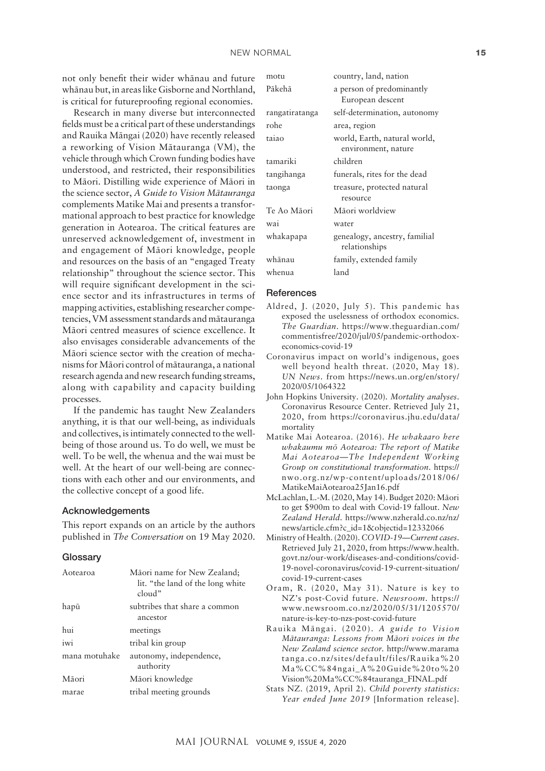not only benefit their wider whānau and future whānau but, in areas like Gisborne and Northland, is critical for futureproofing regional economies.

Research in many diverse but interconnected fields must be a critical part of these understandings and Rauika Māngai (2020) have recently released a reworking of Vision Mātauranga (VM), the vehicle through which Crown funding bodies have understood, and restricted, their responsibilities to Māori. Distilling wide experience of Māori in the science sector, *A Guide to Vision Mātauranga* complements Matike Mai and presents a transformational approach to best practice for knowledge generation in Aotearoa. The critical features are unreserved acknowledgement of, investment in and engagement of Māori knowledge, people and resources on the basis of an "engaged Treaty relationship" throughout the science sector. This will require significant development in the science sector and its infrastructures in terms of mapping activities, establishing researcher competencies, VM assessment standards and mātauranga Māori centred measures of science excellence. It also envisages considerable advancements of the Māori science sector with the creation of mechanisms for Māori control of mātauranga, a national research agenda and new research funding streams, along with capability and capacity building processes.

If the pandemic has taught New Zealanders anything, it is that our well-being, as individuals and collectives, is intimately connected to the well-being of those around us. To do well, we must be well. To be well, the whenua and the wai must be well. At the heart of our well-being are connections with each other and our environments, and the collective concept of a good life.

## Acknowledgements

This report expands on an article by the authors published in *The Conversation* on 19 May 2020.

## Glossary

| | |
|---|---|
| Aotearoa | Māori name for New Zealand; lit. "the land of the long white cloud" |
| hapū | subtribes that share a common ancestor |
| hui | meetings |
| iwi | tribal kin group |
| mana motuhake | autonomy, independence, authority |
| Māori | Māori knowledge |
| marae | tribal meeting grounds |
| motu | country, land, nation |
| Pākehā | a person of predominantly European descent |
| rangatiratanga | self-determination, autonomy |
| rohe | area, region |
| taiao | world, Earth, natural world, environment, nature |
| tamariki | children |
| tangihanga | funerals, rites for the dead |
| taonga | treasure, protected natural resource |
| Te Ao Māori | Māori worldview |
| wai | water |
| whakapapa | genealogy, ancestry, familial relationships |
| whānau | family, extended family |
| whenua | land |

## References

Aldred, J. (2020, July 5). This pandemic has exposed the uselessness of orthodox economics. *The Guardian*. https://www.theguardian.com/commentisfree/2020/jul/05/pandemic-orthodox-economics-covid-19

Coronavirus impact on world's indigenous, goes well beyond health threat. (2020, May 18). *UN News*. from https://news.un.org/en/story/2020/05/1064322

John Hopkins University. (2020). *Mortality analyses*. Coronavirus Resource Center. Retrieved July 21, 2020, from https://coronavirus.jhu.edu/data/mortality

Matike Mai Aotearoa. (2016). *He whakaaro here whakaumu mō Aotearoa: The report of Matike Mai Aotearoa—The Independent Working Group on constitutional transformation*. https://nwo.org.nz/wp-content/uploads/2018/06/MatikeMaiAotearoa25Jan16.pdf

McLachlan, L.-M. (2020, May 14). Budget 2020: Māori to get $900m to deal with Covid-19 fallout. *New Zealand Herald*. https://www.nzherald.co.nz/nz/news/article.cfm?c_id=1&objectid=12332066

Ministry of Health. (2020). *COVID-19—Current cases*. Retrieved July 21, 2020, from https://www.health.govt.nz/our-work/diseases-and-conditions/covid-19-novel-coronavirus/covid-19-current-situation/covid-19-current-cases

Oram, R. (2020, May 31). Nature is key to NZ's post-Covid future. *Newsroom*. https://www.newsroom.co.nz/2020/05/31/1205570/nature-is-key-to-nzs-post-covid-future

Rauika Māngai. (2020). *A guide to Vision Mātauranga: Lessons from Māori voices in the New Zealand science sector*. http://www.maramatanga.co.nz/sites/default/files/Rauika%20Ma%CC%84ngai_A%20Guide%20to%20Vision%20Ma%CC%84tauranga_FINAL.pdf

Stats NZ. (2019, April 2). *Child poverty statistics: Year ended June 2019* [Information release].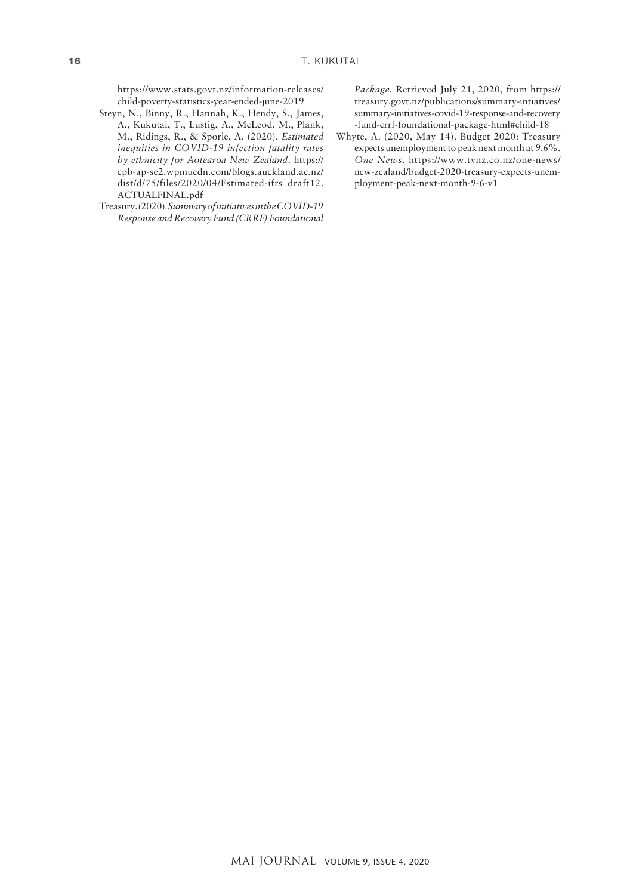https://www.stats.govt.nz/information-releases/child-poverty-statistics-year-ended-june-2019

Steyn, N., Binny, R., Hannah, K., Hendy, S., James, A., Kukutai, T., Lustig, A., McLeod, M., Plank, M., Ridings, R., & Sporle, A. (2020). *Estimated inequities in COVID-19 infection fatality rates by ethnicity for Aotearoa New Zealand*. https://cpb-ap-se2.wpmucdn.com/blogs.auckland.ac.nz/dist/d/75/files/2020/04/Estimated-ifrs_draft12.ACTUALFINAL.pdf

Treasury. (2020). *Summary of initiatives in the COVID-19 Response and Recovery Fund (CRRF) Foundational Package*. Retrieved July 21, 2020, from https://treasury.govt.nz/publications/summary-intiatives/summary-initiatives-covid-19-response-and-recovery-fund-crrf-foundational-package-html#child-18

Whyte, A. (2020, May 14). Budget 2020: Treasury expects unemployment to peak next month at 9.6%. *One News*. https://www.tvnz.co.nz/one-news/new-zealand/budget-2020-treasury-expects-unemployment-peak-next-month-9-6-v1